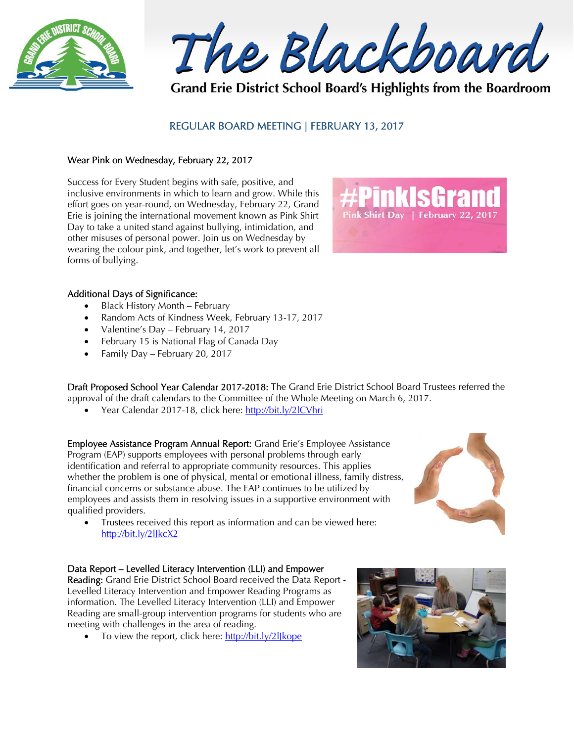# The Blackboard

**Grand Erie District School Board's Highlights from the Boardroom**

## REGULAR BOARD MEETING | FEBRUARY 13, 2017

### Wear Pink on Wednesday, February 22, 2017

Success for Every Student begins with safe, positive, and inclusive environments in which to learn and grow. While this effort goes on year-round, on Wednesday, February 22, Grand Erie is joining the international movement known as Pink Shirt Day to take a united stand against bullying, intimidation, and other misuses of personal power. Join us on Wednesday by wearing the colour pink, and together, let's work to prevent all forms of bullying.

### Additional Days of Significance:

- Black History Month – February
- Random Acts of Kindness Week, February 13-17, 2017
- Valentine's Day – February 14, 2017
- February 15 is National Flag of Canada Day
- Family Day – February 20, 2017

**Draft Proposed School Year Calendar 2017-2018:** The Grand Erie District School Board Trustees referred the approval of the draft calendars to the Committee of the Whole Meeting on March 6, 2017.

- Year Calendar 2017-18, click here: http://bit.ly/2lCVhri

**Employee Assistance Program Annual Report:** Grand Erie's Employee Assistance Program (EAP) supports employees with personal problems through early identification and referral to appropriate community resources. This applies whether the problem is one of physical, mental or emotional illness, family distress, financial concerns or substance abuse. The EAP continues to be utilized by employees and assists them in resolving issues in a supportive environment with qualified providers.

- Trustees received this report as information and can be viewed here: http://bit.ly/2lJkcX2

**Data Report – Levelled Literacy Intervention (LLI) and Empower Reading:** Grand Erie District School Board received the Data Report - Levelled Literacy Intervention and Empower Reading Programs as information. The Levelled Literacy Intervention (LLI) and Empower Reading are small-group intervention programs for students who are meeting with challenges in the area of reading.

- To view the report, click here: http://bit.ly/2lJkope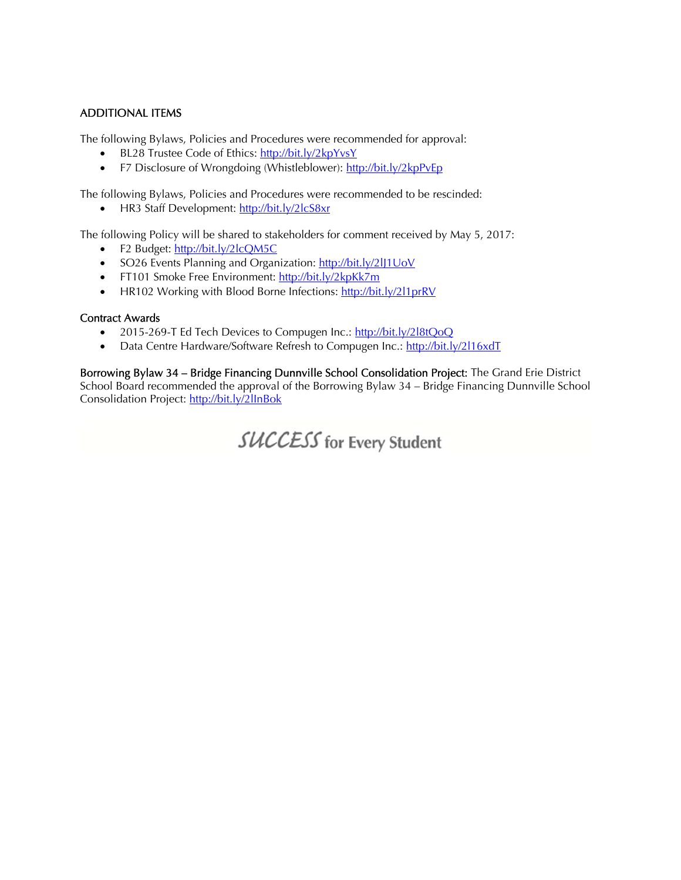## ADDITIONAL ITEMS

The following Bylaws, Policies and Procedures were recommended for approval:

- BL28 Trustee Code of Ethics: http://bit.ly/2kpYvsY
- F7 Disclosure of Wrongdoing (Whistleblower): http://bit.ly/2kpPvEp

The following Bylaws, Policies and Procedures were recommended to be rescinded:

- HR3 Staff Development: http://bit.ly/2lcS8xr

The following Policy will be shared to stakeholders for comment received by May 5, 2017:

- F2 Budget: http://bit.ly/2lcQM5C
- SO26 Events Planning and Organization: http://bit.ly/2lJ1UoV
- FT101 Smoke Free Environment: http://bit.ly/2kpKk7m
- HR102 Working with Blood Borne Infections: http://bit.ly/2l1prRV

### Contract Awards

- 2015-269-T Ed Tech Devices to Compugen Inc.: http://bit.ly/2l8tQoQ
- Data Centre Hardware/Software Refresh to Compugen Inc.: http://bit.ly/2l16xdT

**Borrowing Bylaw 34 – Bridge Financing Dunnville School Consolidation Project:** The Grand Erie District School Board recommended the approval of the Borrowing Bylaw 34 – Bridge Financing Dunnville School Consolidation Project: http://bit.ly/2lInBok

SUCCESS for Every Student